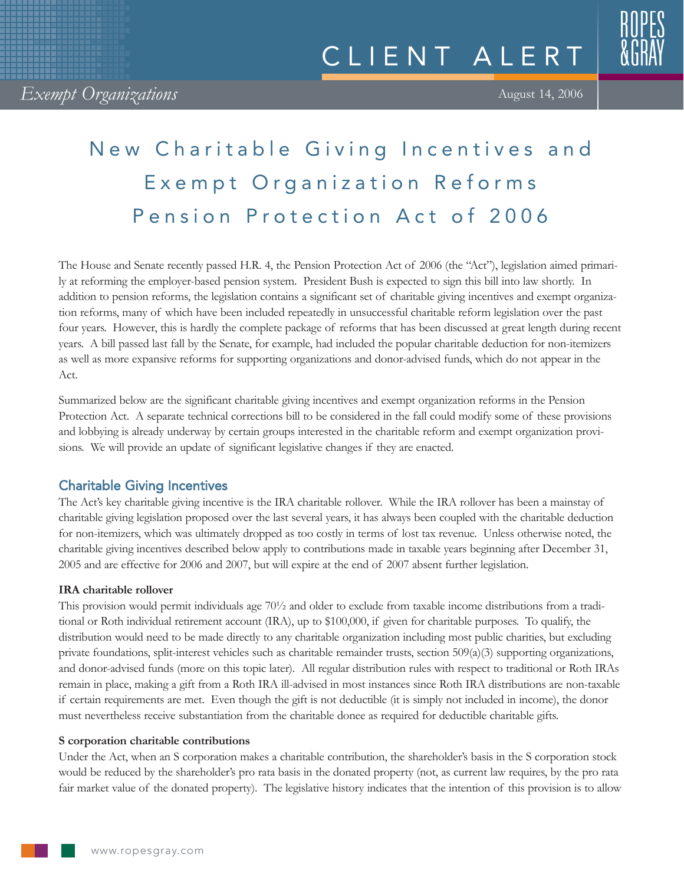CLIENT ALERT

*Exempt Organizations*

August 14, 2006

# New Charitable Giving Incentives and Exempt Organization Reforms Pension Protection Act of 2006

The House and Senate recently passed H.R. 4, the Pension Protection Act of 2006 (the "Act"), legislation aimed primarily at reforming the employer-based pension system. President Bush is expected to sign this bill into law shortly. In addition to pension reforms, the legislation contains a significant set of charitable giving incentives and exempt organization reforms, many of which have been included repeatedly in unsuccessful charitable reform legislation over the past four years. However, this is hardly the complete package of reforms that has been discussed at great length during recent years. A bill passed last fall by the Senate, for example, had included the popular charitable deduction for non-itemizers as well as more expansive reforms for supporting organizations and donor-advised funds, which do not appear in the Act.

Summarized below are the significant charitable giving incentives and exempt organization reforms in the Pension Protection Act. A separate technical corrections bill to be considered in the fall could modify some of these provisions and lobbying is already underway by certain groups interested in the charitable reform and exempt organization provisions. We will provide an update of significant legislative changes if they are enacted.

## Charitable Giving Incentives

The Act's key charitable giving incentive is the IRA charitable rollover. While the IRA rollover has been a mainstay of charitable giving legislation proposed over the last several years, it has always been coupled with the charitable deduction for non-itemizers, which was ultimately dropped as too costly in terms of lost tax revenue. Unless otherwise noted, the charitable giving incentives described below apply to contributions made in taxable years beginning after December 31, 2005 and are effective for 2006 and 2007, but will expire at the end of 2007 absent further legislation.

**IRA charitable rollover**

This provision would permit individuals age 70½ and older to exclude from taxable income distributions from a traditional or Roth individual retirement account (IRA), up to $100,000, if given for charitable purposes. To qualify, the distribution would need to be made directly to any charitable organization including most public charities, but excluding private foundations, split-interest vehicles such as charitable remainder trusts, section 509(a)(3) supporting organizations, and donor-advised funds (more on this topic later). All regular distribution rules with respect to traditional or Roth IRAs remain in place, making a gift from a Roth IRA ill-advised in most instances since Roth IRA distributions are non-taxable if certain requirements are met. Even though the gift is not deductible (it is simply not included in income), the donor must nevertheless receive substantiation from the charitable donee as required for deductible charitable gifts.

**S corporation charitable contributions**

Under the Act, when an S corporation makes a charitable contribution, the shareholder's basis in the S corporation stock would be reduced by the shareholder's pro rata basis in the donated property (not, as current law requires, by the pro rata fair market value of the donated property). The legislative history indicates that the intention of this provision is to allow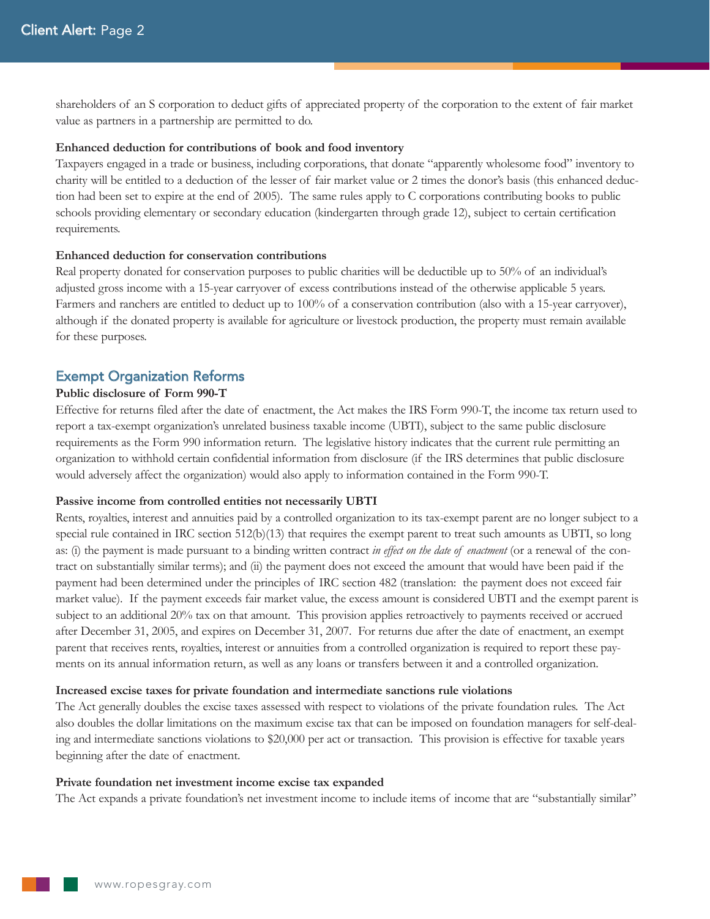shareholders of an S corporation to deduct gifts of appreciated property of the corporation to the extent of fair market value as partners in a partnership are permitted to do.

**Enhanced deduction for contributions of book and food inventory**

Taxpayers engaged in a trade or business, including corporations, that donate "apparently wholesome food" inventory to charity will be entitled to a deduction of the lesser of fair market value or 2 times the donor's basis (this enhanced deduction had been set to expire at the end of 2005). The same rules apply to C corporations contributing books to public schools providing elementary or secondary education (kindergarten through grade 12), subject to certain certification requirements.

**Enhanced deduction for conservation contributions**

Real property donated for conservation purposes to public charities will be deductible up to 50% of an individual's adjusted gross income with a 15-year carryover of excess contributions instead of the otherwise applicable 5 years. Farmers and ranchers are entitled to deduct up to 100% of a conservation contribution (also with a 15-year carryover), although if the donated property is available for agriculture or livestock production, the property must remain available for these purposes.

## Exempt Organization Reforms

**Public disclosure of Form 990-T**

Effective for returns filed after the date of enactment, the Act makes the IRS Form 990-T, the income tax return used to report a tax-exempt organization's unrelated business taxable income (UBTI), subject to the same public disclosure requirements as the Form 990 information return. The legislative history indicates that the current rule permitting an organization to withhold certain confidential information from disclosure (if the IRS determines that public disclosure would adversely affect the organization) would also apply to information contained in the Form 990-T.

**Passive income from controlled entities not necessarily UBTI**

Rents, royalties, interest and annuities paid by a controlled organization to its tax-exempt parent are no longer subject to a special rule contained in IRC section 512(b)(13) that requires the exempt parent to treat such amounts as UBTI, so long as: (i) the payment is made pursuant to a binding written contract *in effect on the date of enactment* (or a renewal of the contract on substantially similar terms); and (ii) the payment does not exceed the amount that would have been paid if the payment had been determined under the principles of IRC section 482 (translation: the payment does not exceed fair market value). If the payment exceeds fair market value, the excess amount is considered UBTI and the exempt parent is subject to an additional 20% tax on that amount. This provision applies retroactively to payments received or accrued after December 31, 2005, and expires on December 31, 2007. For returns due after the date of enactment, an exempt parent that receives rents, royalties, interest or annuities from a controlled organization is required to report these payments on its annual information return, as well as any loans or transfers between it and a controlled organization.

**Increased excise taxes for private foundation and intermediate sanctions rule violations**

The Act generally doubles the excise taxes assessed with respect to violations of the private foundation rules. The Act also doubles the dollar limitations on the maximum excise tax that can be imposed on foundation managers for self-dealing and intermediate sanctions violations to $20,000 per act or transaction. This provision is effective for taxable years beginning after the date of enactment.

**Private foundation net investment income excise tax expanded**

The Act expands a private foundation's net investment income to include items of income that are "substantially similar"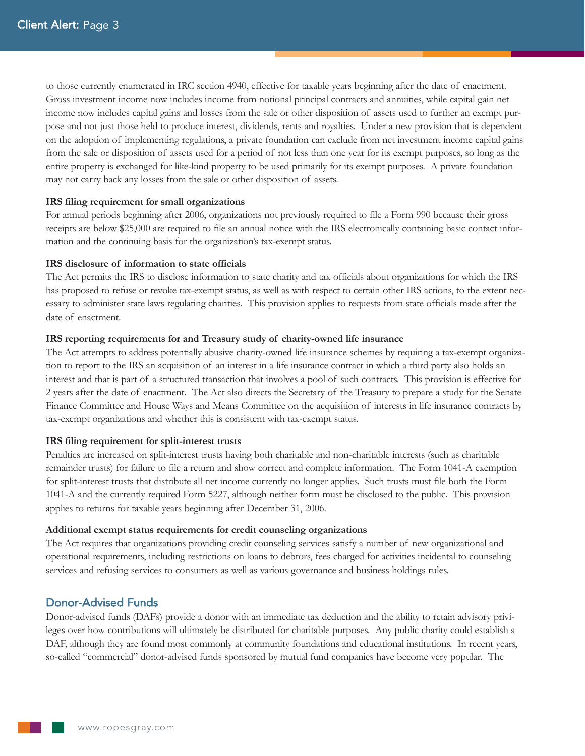to those currently enumerated in IRC section 4940, effective for taxable years beginning after the date of enactment. Gross investment income now includes income from notional principal contracts and annuities, while capital gain net income now includes capital gains and losses from the sale or other disposition of assets used to further an exempt purpose and not just those held to produce interest, dividends, rents and royalties. Under a new provision that is dependent on the adoption of implementing regulations, a private foundation can exclude from net investment income capital gains from the sale or disposition of assets used for a period of not less than one year for its exempt purposes, so long as the entire property is exchanged for like-kind property to be used primarily for its exempt purposes. A private foundation may not carry back any losses from the sale or other disposition of assets.

**IRS filing requirement for small organizations**

For annual periods beginning after 2006, organizations not previously required to file a Form 990 because their gross receipts are below $25,000 are required to file an annual notice with the IRS electronically containing basic contact information and the continuing basis for the organization's tax-exempt status.

**IRS disclosure of information to state officials**

The Act permits the IRS to disclose information to state charity and tax officials about organizations for which the IRS has proposed to refuse or revoke tax-exempt status, as well as with respect to certain other IRS actions, to the extent necessary to administer state laws regulating charities. This provision applies to requests from state officials made after the date of enactment.

**IRS reporting requirements for and Treasury study of charity-owned life insurance**

The Act attempts to address potentially abusive charity-owned life insurance schemes by requiring a tax-exempt organization to report to the IRS an acquisition of an interest in a life insurance contract in which a third party also holds an interest and that is part of a structured transaction that involves a pool of such contracts. This provision is effective for 2 years after the date of enactment. The Act also directs the Secretary of the Treasury to prepare a study for the Senate Finance Committee and House Ways and Means Committee on the acquisition of interests in life insurance contracts by tax-exempt organizations and whether this is consistent with tax-exempt status.

**IRS filing requirement for split-interest trusts**

Penalties are increased on split-interest trusts having both charitable and non-charitable interests (such as charitable remainder trusts) for failure to file a return and show correct and complete information. The Form 1041-A exemption for split-interest trusts that distribute all net income currently no longer applies. Such trusts must file both the Form 1041-A and the currently required Form 5227, although neither form must be disclosed to the public. This provision applies to returns for taxable years beginning after December 31, 2006.

**Additional exempt status requirements for credit counseling organizations**

The Act requires that organizations providing credit counseling services satisfy a number of new organizational and operational requirements, including restrictions on loans to debtors, fees charged for activities incidental to counseling services and refusing services to consumers as well as various governance and business holdings rules.

## Donor-Advised Funds

Donor-advised funds (DAFs) provide a donor with an immediate tax deduction and the ability to retain advisory privileges over how contributions will ultimately be distributed for charitable purposes. Any public charity could establish a DAF, although they are found most commonly at community foundations and educational institutions. In recent years, so-called "commercial" donor-advised funds sponsored by mutual fund companies have become very popular. The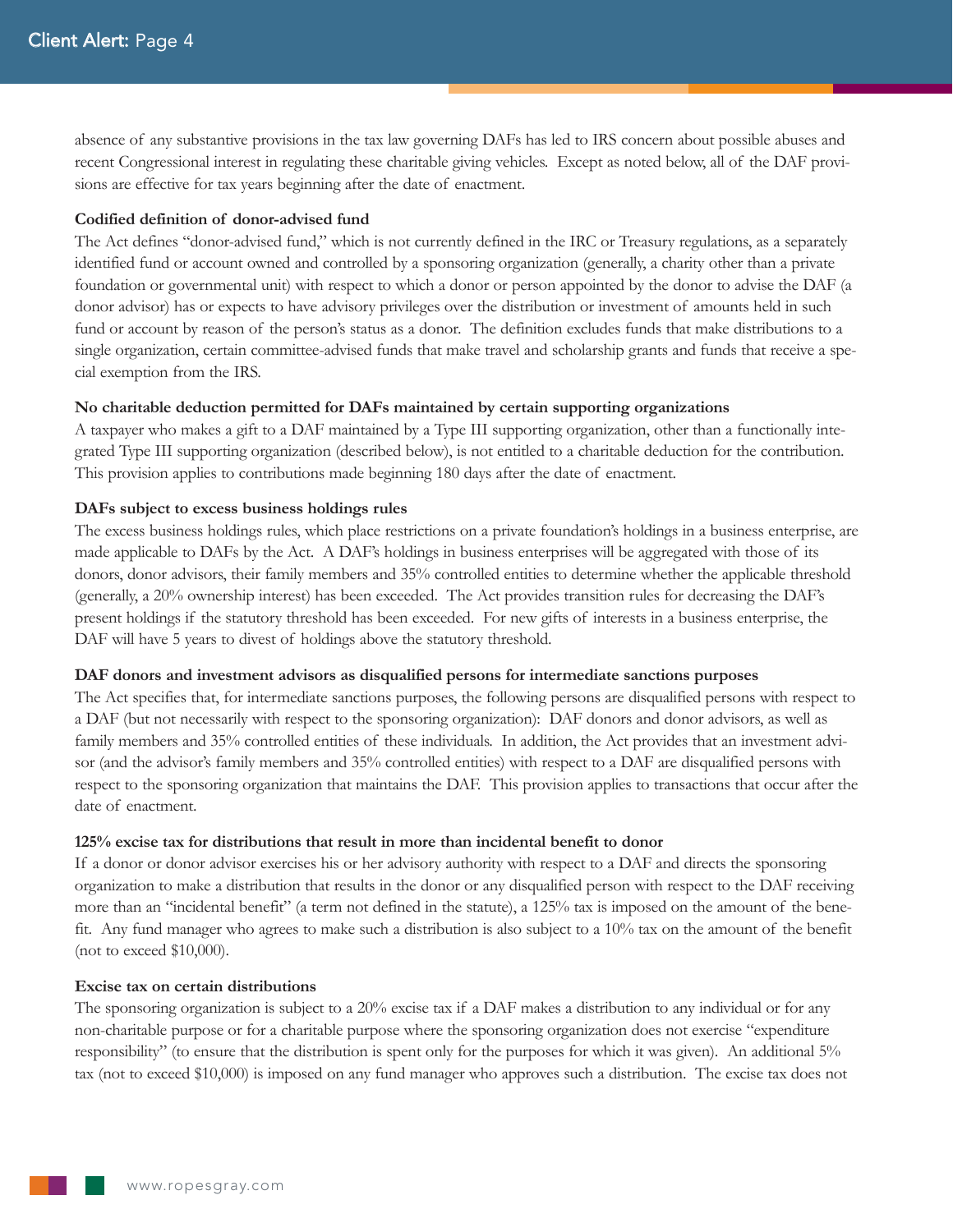absence of any substantive provisions in the tax law governing DAFs has led to IRS concern about possible abuses and recent Congressional interest in regulating these charitable giving vehicles. Except as noted below, all of the DAF provisions are effective for tax years beginning after the date of enactment.

**Codified definition of donor-advised fund**

The Act defines "donor-advised fund," which is not currently defined in the IRC or Treasury regulations, as a separately identified fund or account owned and controlled by a sponsoring organization (generally, a charity other than a private foundation or governmental unit) with respect to which a donor or person appointed by the donor to advise the DAF (a donor advisor) has or expects to have advisory privileges over the distribution or investment of amounts held in such fund or account by reason of the person's status as a donor. The definition excludes funds that make distributions to a single organization, certain committee-advised funds that make travel and scholarship grants and funds that receive a special exemption from the IRS.

**No charitable deduction permitted for DAFs maintained by certain supporting organizations**

A taxpayer who makes a gift to a DAF maintained by a Type III supporting organization, other than a functionally integrated Type III supporting organization (described below), is not entitled to a charitable deduction for the contribution. This provision applies to contributions made beginning 180 days after the date of enactment.

**DAFs subject to excess business holdings rules**

The excess business holdings rules, which place restrictions on a private foundation's holdings in a business enterprise, are made applicable to DAFs by the Act. A DAF's holdings in business enterprises will be aggregated with those of its donors, donor advisors, their family members and 35% controlled entities to determine whether the applicable threshold (generally, a 20% ownership interest) has been exceeded. The Act provides transition rules for decreasing the DAF's present holdings if the statutory threshold has been exceeded. For new gifts of interests in a business enterprise, the DAF will have 5 years to divest of holdings above the statutory threshold.

**DAF donors and investment advisors as disqualified persons for intermediate sanctions purposes**

The Act specifies that, for intermediate sanctions purposes, the following persons are disqualified persons with respect to a DAF (but not necessarily with respect to the sponsoring organization): DAF donors and donor advisors, as well as family members and 35% controlled entities of these individuals. In addition, the Act provides that an investment advisor (and the advisor's family members and 35% controlled entities) with respect to a DAF are disqualified persons with respect to the sponsoring organization that maintains the DAF. This provision applies to transactions that occur after the date of enactment.

**125% excise tax for distributions that result in more than incidental benefit to donor**

If a donor or donor advisor exercises his or her advisory authority with respect to a DAF and directs the sponsoring organization to make a distribution that results in the donor or any disqualified person with respect to the DAF receiving more than an "incidental benefit" (a term not defined in the statute), a 125% tax is imposed on the amount of the benefit. Any fund manager who agrees to make such a distribution is also subject to a 10% tax on the amount of the benefit (not to exceed $10,000).

**Excise tax on certain distributions**

The sponsoring organization is subject to a 20% excise tax if a DAF makes a distribution to any individual or for any non-charitable purpose or for a charitable purpose where the sponsoring organization does not exercise "expenditure responsibility" (to ensure that the distribution is spent only for the purposes for which it was given). An additional 5% tax (not to exceed $10,000) is imposed on any fund manager who approves such a distribution. The excise tax does not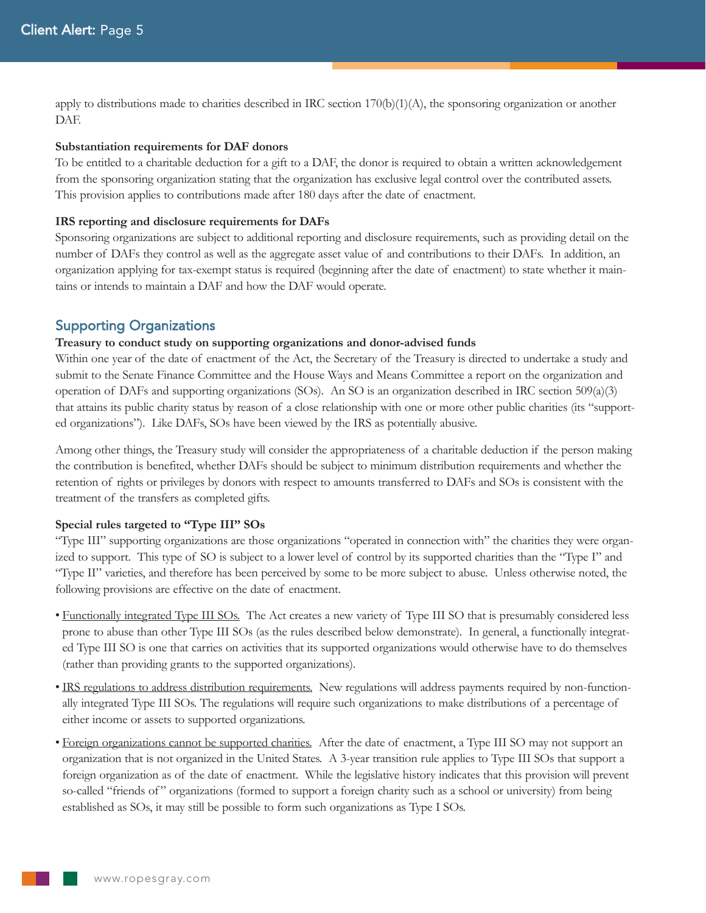apply to distributions made to charities described in IRC section 170(b)(1)(A), the sponsoring organization or another DAF.

**Substantiation requirements for DAF donors**

To be entitled to a charitable deduction for a gift to a DAF, the donor is required to obtain a written acknowledgement from the sponsoring organization stating that the organization has exclusive legal control over the contributed assets. This provision applies to contributions made after 180 days after the date of enactment.

**IRS reporting and disclosure requirements for DAFs**

Sponsoring organizations are subject to additional reporting and disclosure requirements, such as providing detail on the number of DAFs they control as well as the aggregate asset value of and contributions to their DAFs. In addition, an organization applying for tax-exempt status is required (beginning after the date of enactment) to state whether it maintains or intends to maintain a DAF and how the DAF would operate.

## Supporting Organizations

**Treasury to conduct study on supporting organizations and donor-advised funds**

Within one year of the date of enactment of the Act, the Secretary of the Treasury is directed to undertake a study and submit to the Senate Finance Committee and the House Ways and Means Committee a report on the organization and operation of DAFs and supporting organizations (SOs). An SO is an organization described in IRC section 509(a)(3) that attains its public charity status by reason of a close relationship with one or more other public charities (its "supported organizations"). Like DAFs, SOs have been viewed by the IRS as potentially abusive.

Among other things, the Treasury study will consider the appropriateness of a charitable deduction if the person making the contribution is benefited, whether DAFs should be subject to minimum distribution requirements and whether the retention of rights or privileges by donors with respect to amounts transferred to DAFs and SOs is consistent with the treatment of the transfers as completed gifts.

**Special rules targeted to "Type III" SOs**

"Type III" supporting organizations are those organizations "operated in connection with" the charities they were organized to support. This type of SO is subject to a lower level of control by its supported charities than the "Type I" and "Type II" varieties, and therefore has been perceived by some to be more subject to abuse. Unless otherwise noted, the following provisions are effective on the date of enactment.

- Functionally integrated Type III SOs. The Act creates a new variety of Type III SO that is presumably considered less prone to abuse than other Type III SOs (as the rules described below demonstrate). In general, a functionally integrated Type III SO is one that carries on activities that its supported organizations would otherwise have to do themselves (rather than providing grants to the supported organizations).

- IRS regulations to address distribution requirements. New regulations will address payments required by non-functionally integrated Type III SOs. The regulations will require such organizations to make distributions of a percentage of either income or assets to supported organizations.

- Foreign organizations cannot be supported charities. After the date of enactment, a Type III SO may not support an organization that is not organized in the United States. A 3-year transition rule applies to Type III SOs that support a foreign organization as of the date of enactment. While the legislative history indicates that this provision will prevent so-called "friends of" organizations (formed to support a foreign charity such as a school or university) from being established as SOs, it may still be possible to form such organizations as Type I SOs.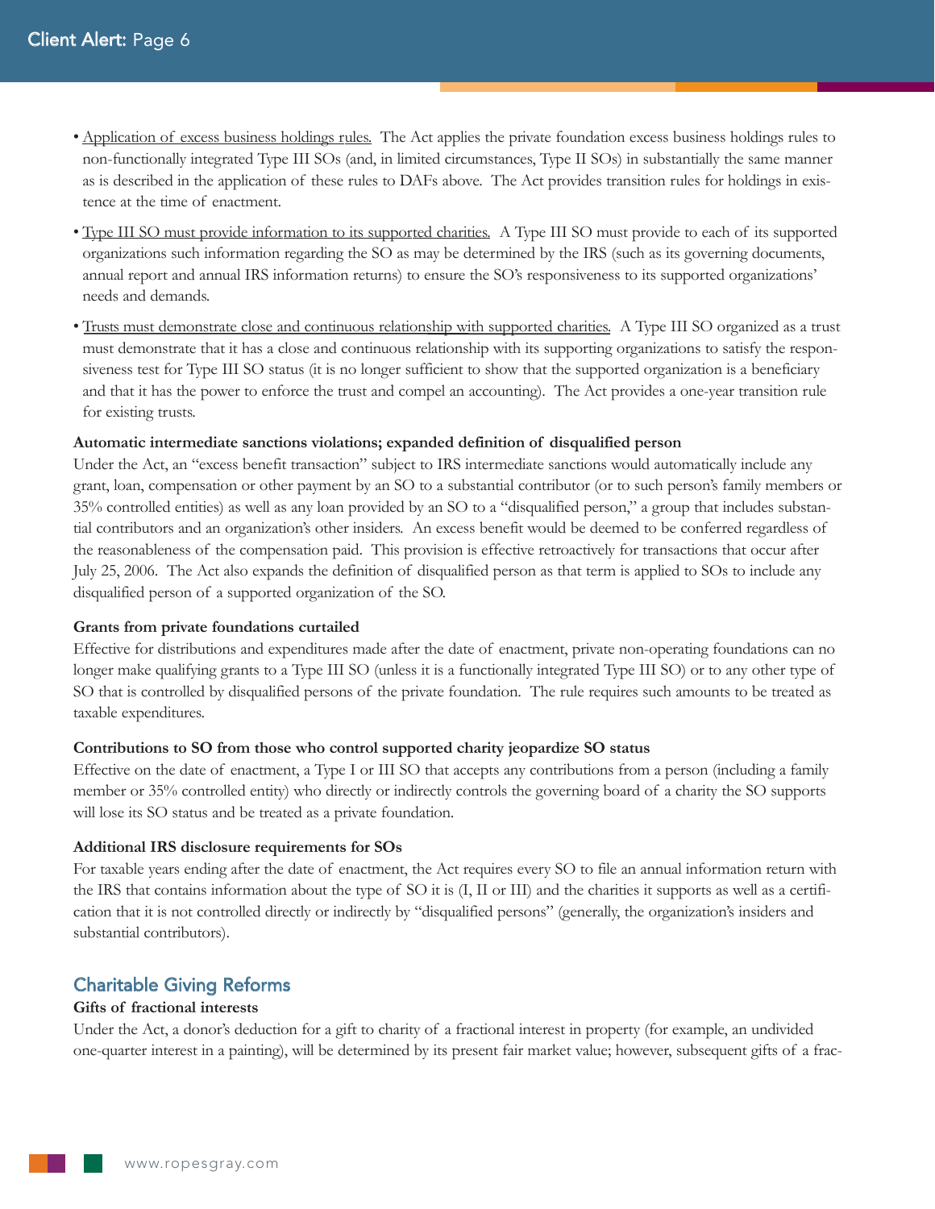- Application of excess business holdings rules. The Act applies the private foundation excess business holdings rules to non-functionally integrated Type III SOs (and, in limited circumstances, Type II SOs) in substantially the same manner as is described in the application of these rules to DAFs above. The Act provides transition rules for holdings in existence at the time of enactment.
- Type III SO must provide information to its supported charities. A Type III SO must provide to each of its supported organizations such information regarding the SO as may be determined by the IRS (such as its governing documents, annual report and annual IRS information returns) to ensure the SO's responsiveness to its supported organizations' needs and demands.
- Trusts must demonstrate close and continuous relationship with supported charities. A Type III SO organized as a trust must demonstrate that it has a close and continuous relationship with its supporting organizations to satisfy the responsiveness test for Type III SO status (it is no longer sufficient to show that the supported organization is a beneficiary and that it has the power to enforce the trust and compel an accounting). The Act provides a one-year transition rule for existing trusts.

**Automatic intermediate sanctions violations; expanded definition of disqualified person**

Under the Act, an "excess benefit transaction" subject to IRS intermediate sanctions would automatically include any grant, loan, compensation or other payment by an SO to a substantial contributor (or to such person's family members or 35% controlled entities) as well as any loan provided by an SO to a "disqualified person," a group that includes substantial contributors and an organization's other insiders. An excess benefit would be deemed to be conferred regardless of the reasonableness of the compensation paid. This provision is effective retroactively for transactions that occur after July 25, 2006. The Act also expands the definition of disqualified person as that term is applied to SOs to include any disqualified person of a supported organization of the SO.

**Grants from private foundations curtailed**

Effective for distributions and expenditures made after the date of enactment, private non-operating foundations can no longer make qualifying grants to a Type III SO (unless it is a functionally integrated Type III SO) or to any other type of SO that is controlled by disqualified persons of the private foundation. The rule requires such amounts to be treated as taxable expenditures.

**Contributions to SO from those who control supported charity jeopardize SO status**

Effective on the date of enactment, a Type I or III SO that accepts any contributions from a person (including a family member or 35% controlled entity) who directly or indirectly controls the governing board of a charity the SO supports will lose its SO status and be treated as a private foundation.

**Additional IRS disclosure requirements for SOs**

For taxable years ending after the date of enactment, the Act requires every SO to file an annual information return with the IRS that contains information about the type of SO it is (I, II or III) and the charities it supports as well as a certification that it is not controlled directly or indirectly by "disqualified persons" (generally, the organization's insiders and substantial contributors).

## Charitable Giving Reforms

**Gifts of fractional interests**

Under the Act, a donor's deduction for a gift to charity of a fractional interest in property (for example, an undivided one-quarter interest in a painting), will be determined by its present fair market value; however, subsequent gifts of a frac-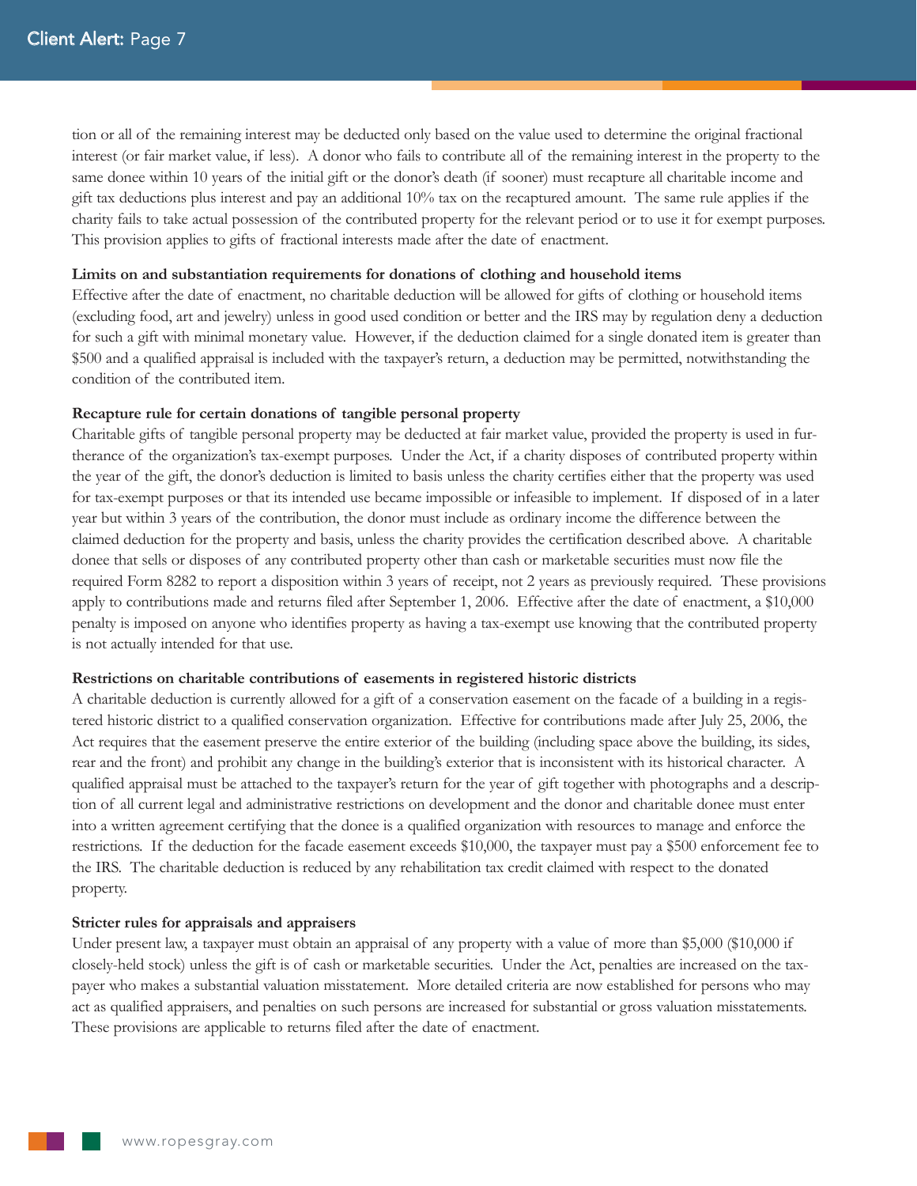tion or all of the remaining interest may be deducted only based on the value used to determine the original fractional interest (or fair market value, if less). A donor who fails to contribute all of the remaining interest in the property to the same donee within 10 years of the initial gift or the donor's death (if sooner) must recapture all charitable income and gift tax deductions plus interest and pay an additional 10% tax on the recaptured amount. The same rule applies if the charity fails to take actual possession of the contributed property for the relevant period or to use it for exempt purposes. This provision applies to gifts of fractional interests made after the date of enactment.

**Limits on and substantiation requirements for donations of clothing and household items**

Effective after the date of enactment, no charitable deduction will be allowed for gifts of clothing or household items (excluding food, art and jewelry) unless in good used condition or better and the IRS may by regulation deny a deduction for such a gift with minimal monetary value. However, if the deduction claimed for a single donated item is greater than $500 and a qualified appraisal is included with the taxpayer's return, a deduction may be permitted, notwithstanding the condition of the contributed item.

**Recapture rule for certain donations of tangible personal property**

Charitable gifts of tangible personal property may be deducted at fair market value, provided the property is used in furtherance of the organization's tax-exempt purposes. Under the Act, if a charity disposes of contributed property within the year of the gift, the donor's deduction is limited to basis unless the charity certifies either that the property was used for tax-exempt purposes or that its intended use became impossible or infeasible to implement. If disposed of in a later year but within 3 years of the contribution, the donor must include as ordinary income the difference between the claimed deduction for the property and basis, unless the charity provides the certification described above. A charitable donee that sells or disposes of any contributed property other than cash or marketable securities must now file the required Form 8282 to report a disposition within 3 years of receipt, not 2 years as previously required. These provisions apply to contributions made and returns filed after September 1, 2006. Effective after the date of enactment, a $10,000 penalty is imposed on anyone who identifies property as having a tax-exempt use knowing that the contributed property is not actually intended for that use.

**Restrictions on charitable contributions of easements in registered historic districts**

A charitable deduction is currently allowed for a gift of a conservation easement on the facade of a building in a registered historic district to a qualified conservation organization. Effective for contributions made after July 25, 2006, the Act requires that the easement preserve the entire exterior of the building (including space above the building, its sides, rear and the front) and prohibit any change in the building's exterior that is inconsistent with its historical character. A qualified appraisal must be attached to the taxpayer's return for the year of gift together with photographs and a description of all current legal and administrative restrictions on development and the donor and charitable donee must enter into a written agreement certifying that the donee is a qualified organization with resources to manage and enforce the restrictions. If the deduction for the facade easement exceeds $10,000, the taxpayer must pay a $500 enforcement fee to the IRS. The charitable deduction is reduced by any rehabilitation tax credit claimed with respect to the donated property.

**Stricter rules for appraisals and appraisers**

Under present law, a taxpayer must obtain an appraisal of any property with a value of more than $5,000 ($10,000 if closely-held stock) unless the gift is of cash or marketable securities. Under the Act, penalties are increased on the taxpayer who makes a substantial valuation misstatement. More detailed criteria are now established for persons who may act as qualified appraisers, and penalties on such persons are increased for substantial or gross valuation misstatements. These provisions are applicable to returns filed after the date of enactment.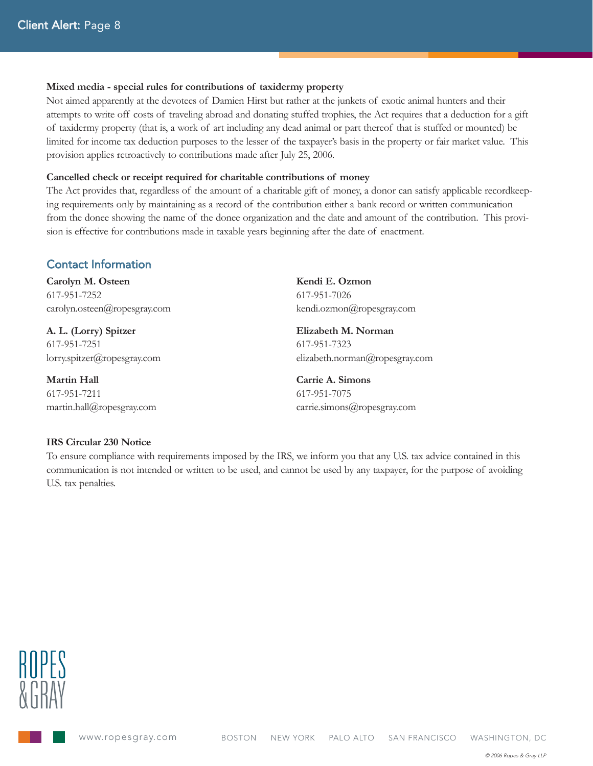**Mixed media - special rules for contributions of taxidermy property**

Not aimed apparently at the devotees of Damien Hirst but rather at the junkets of exotic animal hunters and their attempts to write off costs of traveling abroad and donating stuffed trophies, the Act requires that a deduction for a gift of taxidermy property (that is, a work of art including any dead animal or part thereof that is stuffed or mounted) be limited for income tax deduction purposes to the lesser of the taxpayer's basis in the property or fair market value. This provision applies retroactively to contributions made after July 25, 2006.

**Cancelled check or receipt required for charitable contributions of money**

The Act provides that, regardless of the amount of a charitable gift of money, a donor can satisfy applicable recordkeeping requirements only by maintaining as a record of the contribution either a bank record or written communication from the donee showing the name of the donee organization and the date and amount of the contribution. This provision is effective for contributions made in taxable years beginning after the date of enactment.

## Contact Information

**Carolyn M. Osteen**
617-951-7252
carolyn.osteen@ropesgray.com

**A. L. (Lorry) Spitzer**
617-951-7251
lorry.spitzer@ropesgray.com

**Martin Hall**
617-951-7211
martin.hall@ropesgray.com

**Kendi E. Ozmon**
617-951-7026
kendi.ozmon@ropesgray.com

**Elizabeth M. Norman**
617-951-7323
elizabeth.norman@ropesgray.com

**Carrie A. Simons**
617-951-7075
carrie.simons@ropesgray.com

**IRS Circular 230 Notice**

To ensure compliance with requirements imposed by the IRS, we inform you that any U.S. tax advice contained in this communication is not intended or written to be used, and cannot be used by any taxpayer, for the purpose of avoiding U.S. tax penalties.

ROPES & GRAY

www.ropesgray.com BOSTON NEW YORK PALO ALTO SAN FRANCISCO WASHINGTON, DC

© 2006 Ropes & Gray LLP